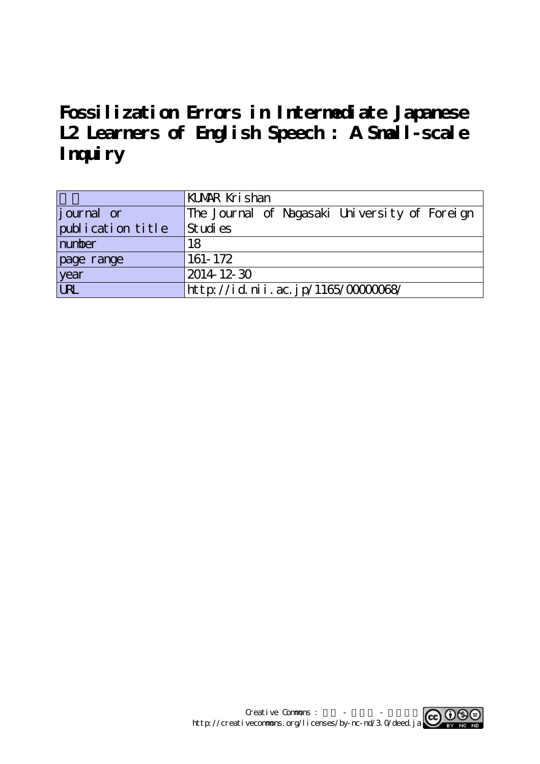# Fossilization Errors in Intermediate Japanese L2 Learners of English Speech : A Small-scale Inquiry

| | |
|---|---|
| 著者 | KUMAR Krishan |
| journal or publication title | The Journal of Nagasaki University of Foreign Studies |
| number | 18 |
| page range | 161-172 |
| year | 2014-12-30 |
| URL | http://id.nii.ac.jp/1165/00000068/ |

Creative Commons : 表示 - 非営利 - 改変禁止
http://creativecommons.org/licenses/by-nc-nd/3.0/deed.ja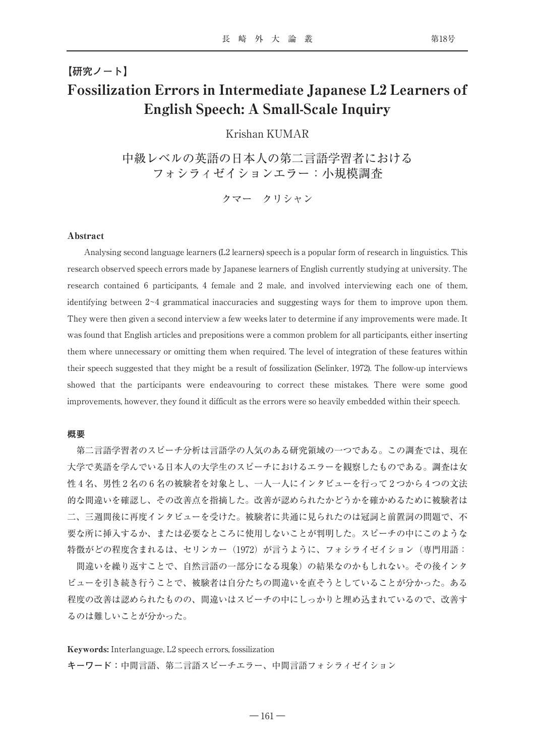【研究ノート】

# Fossilization Errors in Intermediate Japanese L2 Learners of English Speech: A Small-Scale Inquiry

Krishan KUMAR

## 中級レベルの英語の日本人の第二言語学習者における フォシラィゼイションエラー：小規模調査

クマー　クリシャン

### Abstract

Analysing second language learners (L2 learners) speech is a popular form of research in linguistics. This research observed speech errors made by Japanese learners of English currently studying at university. The research contained 6 participants, 4 female and 2 male, and involved interviewing each one of them, identifying between 2~4 grammatical inaccuracies and suggesting ways for them to improve upon them. They were then given a second interview a few weeks later to determine if any improvements were made. It was found that English articles and prepositions were a common problem for all participants, either inserting them where unnecessary or omitting them when required. The level of integration of these features within their speech suggested that they might be a result of fossilization (Selinker, 1972). The follow-up interviews showed that the participants were endeavouring to correct these mistakes. There were some good improvements, however, they found it difficult as the errors were so heavily embedded within their speech.

### 概要

第二言語学習者のスピーチ分析は言語学の人気のある研究領域の一つである。この調査では、現在大学で英語を学んでいる日本人の大学生のスピーチにおけるエラーを観察したものである。調査は女性４名、男性２名の６名の被験者を対象とし、一人一人にインタビューを行って２つから４つの文法的な間違いを確認し、その改善点を指摘した。改善が認められたかどうかを確かめるために被験者は二、三週間後に再度インタビューを受けた。被験者に共通に見られたのは冠詞と前置詞の問題で、不要な所に挿入するか、または必要なところに使用しないことが判明した。スピーチの中にこのような特徴がどの程度含まれるは、セリンカー（1972）が言うように、フォシライゼイション（専門用語：間違いを繰り返すことで、自然言語の一部分になる現象）の結果なのかもしれない。その後インタビューを引き続き行うことで、被験者は自分たちの間違いを直そうとしていることが分かった。ある程度の改善は認められたものの、間違いはスピーチの中にしっかりと埋め込まれているので、改善するのは難しいことが分かった。

**Keywords:** Interlanguage, L2 speech errors, fossilization

**キーワード：**中間言語、第二言語スピーチエラー、中間言語フォシラィゼイション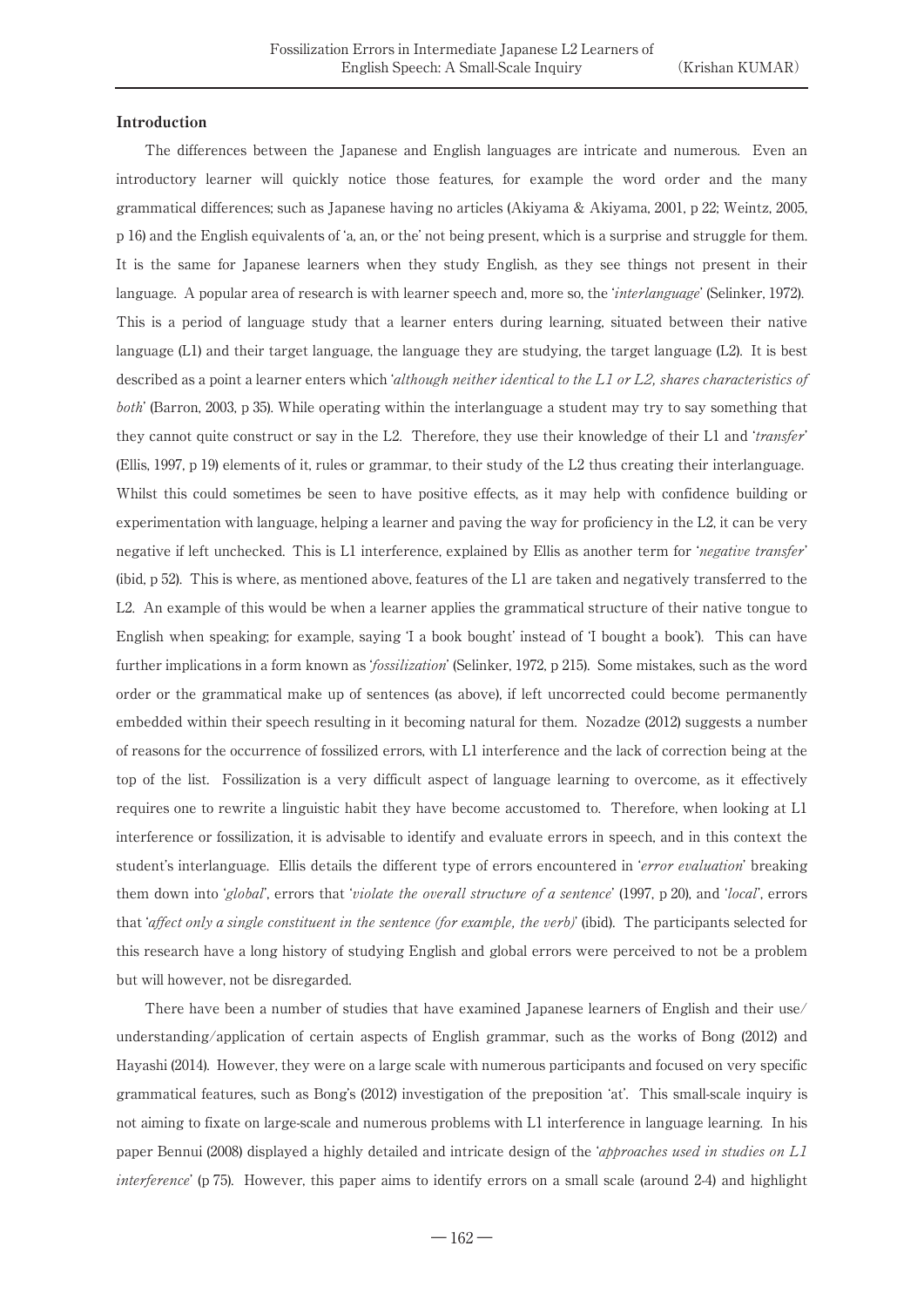## Introduction

The differences between the Japanese and English languages are intricate and numerous. Even an introductory learner will quickly notice those features, for example the word order and the many grammatical differences; such as Japanese having no articles (Akiyama & Akiyama, 2001, p 22; Weintz, 2005, p 16) and the English equivalents of 'a, an, or the' not being present, which is a surprise and struggle for them. It is the same for Japanese learners when they study English, as they see things not present in their language. A popular area of research is with learner speech and, more so, the '*interlanguage*' (Selinker, 1972). This is a period of language study that a learner enters during learning, situated between their native language (L1) and their target language, the language they are studying, the target language (L2). It is best described as a point a learner enters which '*although neither identical to the L1 or L2, shares characteristics of both*' (Barron, 2003, p 35). While operating within the interlanguage a student may try to say something that they cannot quite construct or say in the L2. Therefore, they use their knowledge of their L1 and '*transfer*' (Ellis, 1997, p 19) elements of it, rules or grammar, to their study of the L2 thus creating their interlanguage. Whilst this could sometimes be seen to have positive effects, as it may help with confidence building or experimentation with language, helping a learner and paving the way for proficiency in the L2, it can be very negative if left unchecked. This is L1 interference, explained by Ellis as another term for '*negative transfer*' (ibid, p 52). This is where, as mentioned above, features of the L1 are taken and negatively transferred to the L2. An example of this would be when a learner applies the grammatical structure of their native tongue to English when speaking; for example, saying 'I a book bought' instead of 'I bought a book'). This can have further implications in a form known as '*fossilization*' (Selinker, 1972, p 215). Some mistakes, such as the word order or the grammatical make up of sentences (as above), if left uncorrected could become permanently embedded within their speech resulting in it becoming natural for them. Nozadze (2012) suggests a number of reasons for the occurrence of fossilized errors, with L1 interference and the lack of correction being at the top of the list. Fossilization is a very difficult aspect of language learning to overcome, as it effectively requires one to rewrite a linguistic habit they have become accustomed to. Therefore, when looking at L1 interference or fossilization, it is advisable to identify and evaluate errors in speech, and in this context the student's interlanguage. Ellis details the different type of errors encountered in '*error evaluation*' breaking them down into '*global*', errors that '*violate the overall structure of a sentence*' (1997, p 20), and '*local*', errors that '*affect only a single constituent in the sentence (for example, the verb)*' (ibid). The participants selected for this research have a long history of studying English and global errors were perceived to not be a problem but will however, not be disregarded.

There have been a number of studies that have examined Japanese learners of English and their use/understanding/application of certain aspects of English grammar, such as the works of Bong (2012) and Hayashi (2014). However, they were on a large scale with numerous participants and focused on very specific grammatical features, such as Bong's (2012) investigation of the preposition 'at'. This small-scale inquiry is not aiming to fixate on large-scale and numerous problems with L1 interference in language learning. In his paper Bennui (2008) displayed a highly detailed and intricate design of the '*approaches used in studies on L1 interference*' (p 75). However, this paper aims to identify errors on a small scale (around 2-4) and highlight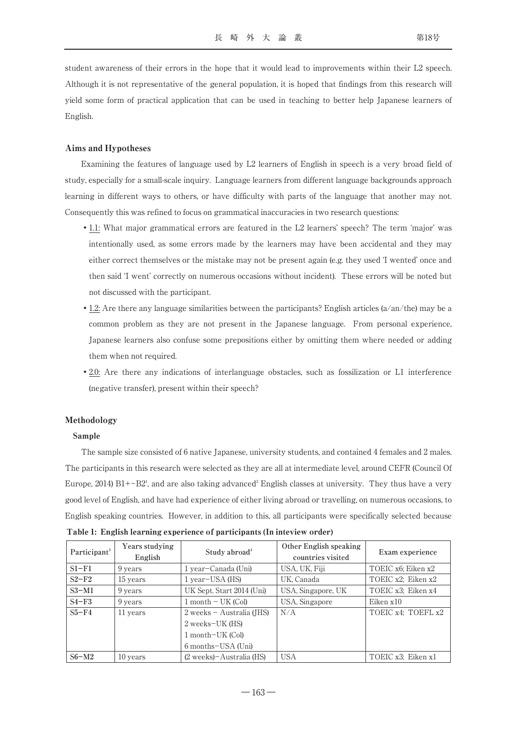student awareness of their errors in the hope that it would lead to improvements within their L2 speech. Although it is not representative of the general population, it is hoped that findings from this research will yield some form of practical application that can be used in teaching to better help Japanese learners of English.

### Aims and Hypotheses

Examining the features of language used by L2 learners of English in speech is a very broad field of study, especially for a small-scale inquiry. Language learners from different language backgrounds approach learning in different ways to others, or have difficulty with parts of the language that another may not. Consequently this was refined to focus on grammatical inaccuracies in two research questions:

- <u>1.1:</u> What major grammatical errors are featured in the L2 learners' speech? The term 'major' was intentionally used, as some errors made by the learners may have been accidental and they may either correct themselves or the mistake may not be present again (e.g. they used 'I wented' once and then said 'I went' correctly on numerous occasions without incident). These errors will be noted but not discussed with the participant.
- <u>1.2:</u> Are there any language similarities between the participants? English articles (a/an/the) may be a common problem as they are not present in the Japanese language. From personal experience, Japanese learners also confuse some prepositions either by omitting them where needed or adding them when not required.
- <u>2.0:</u> Are there any indications of interlanguage obstacles, such as fossilization or L1 interference (negative transfer), present within their speech?

### Methodology

#### Sample

The sample size consisted of 6 native Japanese, university students, and contained 4 females and 2 males. The participants in this research were selected as they are all at intermediate level, around CEFR (Council Of Europe, 2014) B1+~B2[1], and are also taking advanced[2] English classes at university. They thus have a very good level of English, and have had experience of either living abroad or travelling, on numerous occasions, to English speaking countries. However, in addition to this, all participants were specifically selected because

**Table 1: English learning experience of participants (In inteview order)**

| Participant[3] | Years studying English | Study abroad[4] | Other English speaking countries visited | Exam experience |
|---|---|---|---|---|
| S1–F1 | 9 years | 1 year–Canada (Uni) | USA, UK, Fiji | TOEIC x6; Eiken x2 |
| S2–F2 | 15 years | 1 year–USA (HS) | UK, Canada | TOEIC x2; Eiken x2 |
| S3–M1 | 9 years | UK Sept. Start 2014 (Uni) | USA, Singapore, UK | TOEIC x3; Eiken x4 |
| S4–F3 | 9 years | 1 month – UK (Col) | USA, Singapore | Eiken x10 |
| S5–F4 | 11 years | 2 weeks – Australia (JHS)<br>2 weeks–UK (HS)<br>1 month–UK (Col)<br>6 months–USA (Uni) | N/A | TOEIC x4; TOEFL x2 |
| S6–M2 | 10 years | (2 weeks)–Australia (HS) | USA | TOEIC x3; Eiken x1 |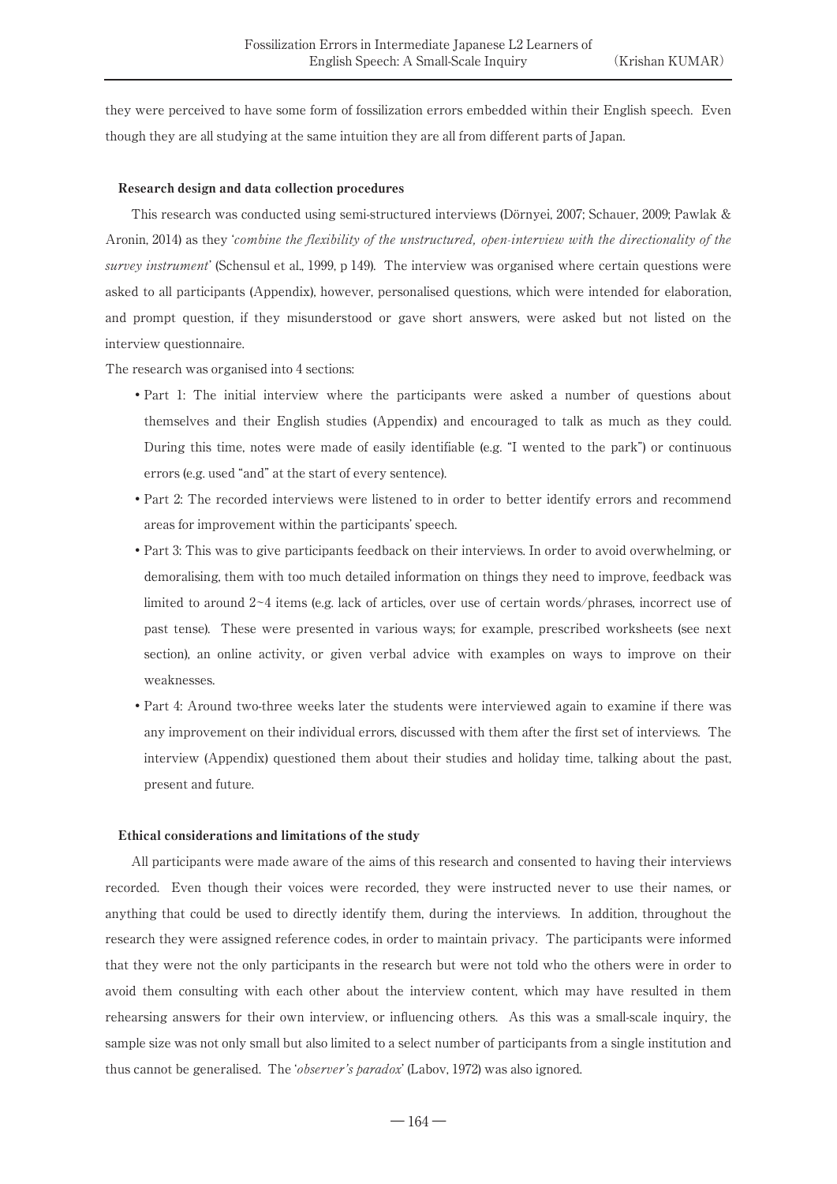they were perceived to have some form of fossilization errors embedded within their English speech. Even though they are all studying at the same intuition they are all from different parts of Japan.

### Research design and data collection procedures

This research was conducted using semi-structured interviews (Dörnyei, 2007; Schauer, 2009; Pawlak & Aronin, 2014) as they '*combine the flexibility of the unstructured, open-interview with the directionality of the survey instrument*' (Schensul et al., 1999, p 149). The interview was organised where certain questions were asked to all participants (Appendix), however, personalised questions, which were intended for elaboration, and prompt question, if they misunderstood or gave short answers, were asked but not listed on the interview questionnaire.

The research was organised into 4 sections:

- Part 1: The initial interview where the participants were asked a number of questions about themselves and their English studies (Appendix) and encouraged to talk as much as they could. During this time, notes were made of easily identifiable (e.g. "I wented to the park") or continuous errors (e.g. used "and" at the start of every sentence).
- Part 2: The recorded interviews were listened to in order to better identify errors and recommend areas for improvement within the participants' speech.
- Part 3: This was to give participants feedback on their interviews. In order to avoid overwhelming, or demoralising, them with too much detailed information on things they need to improve, feedback was limited to around 2~4 items (e.g. lack of articles, over use of certain words/phrases, incorrect use of past tense). These were presented in various ways; for example, prescribed worksheets (see next section), an online activity, or given verbal advice with examples on ways to improve on their weaknesses.
- Part 4: Around two-three weeks later the students were interviewed again to examine if there was any improvement on their individual errors, discussed with them after the first set of interviews. The interview (Appendix) questioned them about their studies and holiday time, talking about the past, present and future.

### Ethical considerations and limitations of the study

All participants were made aware of the aims of this research and consented to having their interviews recorded. Even though their voices were recorded, they were instructed never to use their names, or anything that could be used to directly identify them, during the interviews. In addition, throughout the research they were assigned reference codes, in order to maintain privacy. The participants were informed that they were not the only participants in the research but were not told who the others were in order to avoid them consulting with each other about the interview content, which may have resulted in them rehearsing answers for their own interview, or influencing others. As this was a small-scale inquiry, the sample size was not only small but also limited to a select number of participants from a single institution and thus cannot be generalised. The '*observer's paradox*' (Labov, 1972) was also ignored.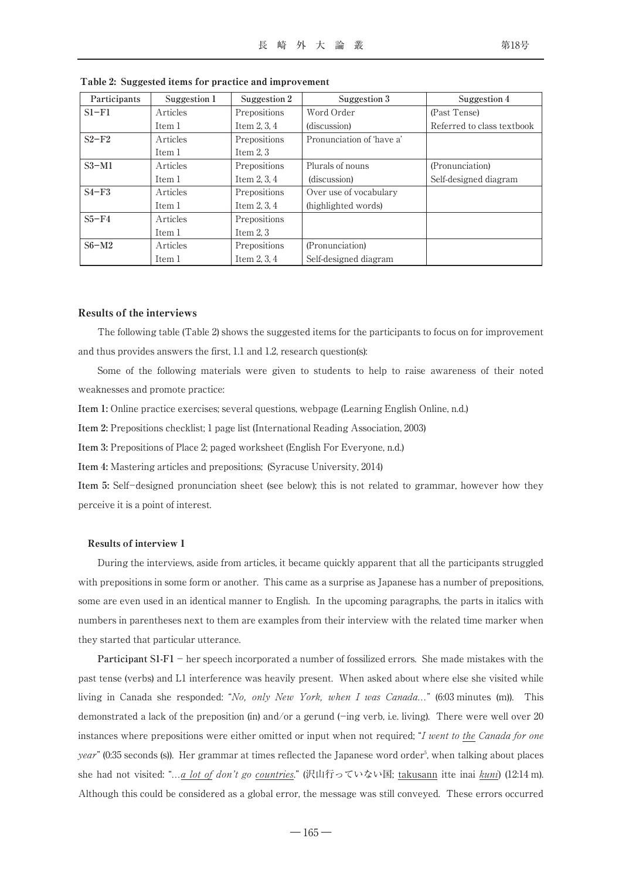**Table 2: Suggested items for practice and improvement**

| Participants | Suggestion 1 | Suggestion 2 | Suggestion 3 | Suggestion 4 |
|---|---|---|---|---|
| S1−F1 | Articles<br>Item 1 | Prepositions<br>Item 2, 3, 4 | Word Order<br>(discussion) | (Past Tense)<br>Referred to class textbook |
| S2−F2 | Articles<br>Item 1 | Prepositions<br>Item 2, 3 | Pronunciation of 'have a' | |
| S3−M1 | Articles<br>Item 1 | Prepositions<br>Item 2, 3, 4 | Plurals of nouns<br>(discussion) | (Pronunciation)<br>Self-designed diagram |
| S4−F3 | Articles<br>Item 1 | Prepositions<br>Item 2, 3, 4 | Over use of vocabulary<br>(highlighted words) | |
| S5−F4 | Articles<br>Item 1 | Prepositions<br>Item 2, 3 | | |
| S6−M2 | Articles<br>Item 1 | Prepositions<br>Item 2, 3, 4 | (Pronunciation)<br>Self-designed diagram | |

## Results of the interviews

The following table (Table 2) shows the suggested items for the participants to focus on for improvement and thus provides answers the first, 1.1 and 1.2, research question(s):

Some of the following materials were given to students to help to raise awareness of their noted weaknesses and promote practice:

**Item 1:** Online practice exercises; several questions, webpage (Learning English Online, n.d.)

**Item 2:** Prepositions checklist; 1 page list (International Reading Association, 2003)

**Item 3:** Prepositions of Place 2; paged worksheet (English For Everyone, n.d.)

**Item 4:** Mastering articles and prepositions; (Syracuse University, 2014)

**Item 5:** Self−designed pronunciation sheet (see below); this is not related to grammar, however how they perceive it is a point of interest.

### Results of interview 1

During the interviews, aside from articles, it became quickly apparent that all the participants struggled with prepositions in some form or another. This came as a surprise as Japanese has a number of prepositions, some are even used in an identical manner to English. In the upcoming paragraphs, the parts in italics with numbers in parentheses next to them are examples from their interview with the related time marker when they started that particular utterance.

**Participant S1-F1** − her speech incorporated a number of fossilized errors. She made mistakes with the past tense (verbs) and L1 interference was heavily present. When asked about where else she visited while living in Canada she responded: "*No, only New York, when I was Canada…*" (6:03 minutes (m)). This demonstrated a lack of the preposition (in) and/or a gerund (−ing verb, i.e. living). There were well over 20 instances where prepositions were either omitted or input when not required; "*I went to <u>the</u> Canada for one year*" (0:35 seconds (s)). Her grammar at times reflected the Japanese word order[5], when talking about places she had not visited: "*…<u>a lot of</u> don't go <u>countries</u>.*" (沢山行っていない国; <u>takusann</u> itte inai <u>*kuni*</u>) (12:14 m). Although this could be considered as a global error, the message was still conveyed. These errors occurred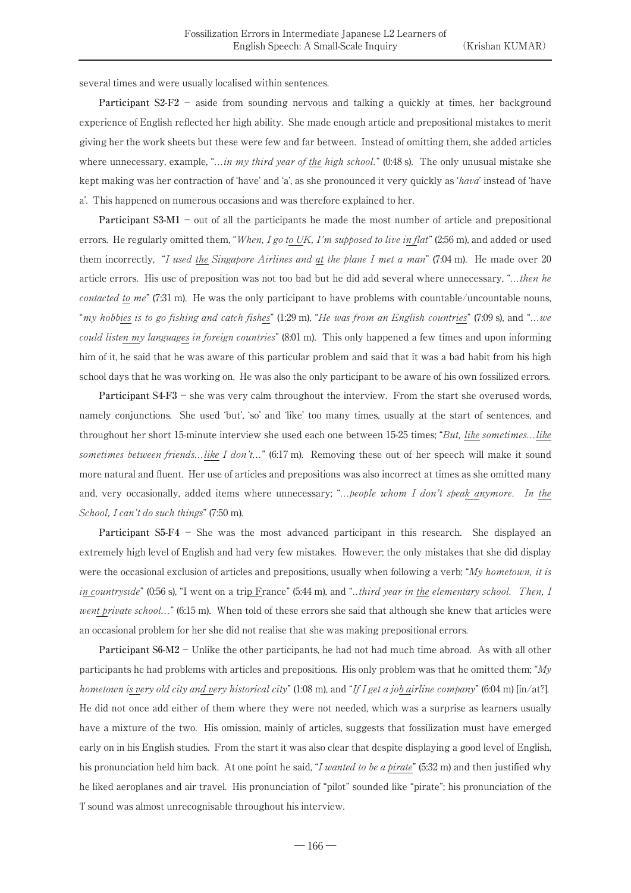several times and were usually localised within sentences.

**Participant S2-F2** – aside from sounding nervous and talking a quickly at times, her background experience of English reflected her high ability. She made enough article and prepositional mistakes to merit giving her the work sheets but these were few and far between. Instead of omitting them, she added articles where unnecessary, example, "*…in my third year of the high school.*" (0:48 s). The only unusual mistake she kept making was her contraction of 'have' and 'a', as she pronounced it very quickly as '*hava*' instead of 'have a'. This happened on numerous occasions and was therefore explained to her.

**Participant S3-M1** – out of all the participants he made the most number of article and prepositional errors. He regularly omitted them, "*When, I go to UK, I'm supposed to live in flat*" (2:56 m), and added or used them incorrectly, "*I used the Singapore Airlines and at the plane I met a man*" (7:04 m). He made over 20 article errors. His use of preposition was not too bad but he did add several where unnecessary, "*…then he contacted to me*" (7:31 m). He was the only participant to have problems with countable/uncountable nouns, "*my hobbies is to go fishing and catch fishes*" (1:29 m), "*He was from an English countries*" (7:09 s), and "*…we could listen my languages in foreign countries*" (8:01 m). This only happened a few times and upon informing him of it, he said that he was aware of this particular problem and said that it was a bad habit from his high school days that he was working on. He was also the only participant to be aware of his own fossilized errors.

**Participant S4-F3** – she was very calm throughout the interview. From the start she overused words, namely conjunctions. She used 'but', 'so' and 'like' too many times, usually at the start of sentences, and throughout her short 15-minute interview she used each one between 15-25 times; "*But, like sometimes…like sometimes between friends…like I don't…*" (6:17 m). Removing these out of her speech will make it sound more natural and fluent. Her use of articles and prepositions was also incorrect at times as she omitted many and, very occasionally, added items where unnecessary; "*…people whom I don't speak anymore. In the School, I can't do such things*" (7:50 m).

**Participant S5-F4** – She was the most advanced participant in this research. She displayed an extremely high level of English and had very few mistakes. However; the only mistakes that she did display were the occasional exclusion of articles and prepositions, usually when following a verb; "*My hometown, it is in countryside*" (0:56 s), "I went on a trip France" (5:44 m), and "*..third year in the elementary school. Then, I went private school…*" (6:15 m). When told of these errors she said that although she knew that articles were an occasional problem for her she did not realise that she was making prepositional errors.

**Participant S6-M2** – Unlike the other participants, he had not had much time abroad. As with all other participants he had problems with articles and prepositions. His only problem was that he omitted them; "*My hometown is very old city and very historical city*" (1:08 m), and "*If I get a job airline company*" (6:04 m) [in/at?]. He did not once add either of them where they were not needed, which was a surprise as learners usually have a mixture of the two. His omission, mainly of articles, suggests that fossilization must have emerged early on in his English studies. From the start it was also clear that despite displaying a good level of English, his pronunciation held him back. At one point he said, "*I wanted to be a pirate*" (5:32 m) and then justified why he liked aeroplanes and air travel. His pronunciation of "pilot" sounded like "pirate"; his pronunciation of the 'l' sound was almost unrecognisable throughout his interview.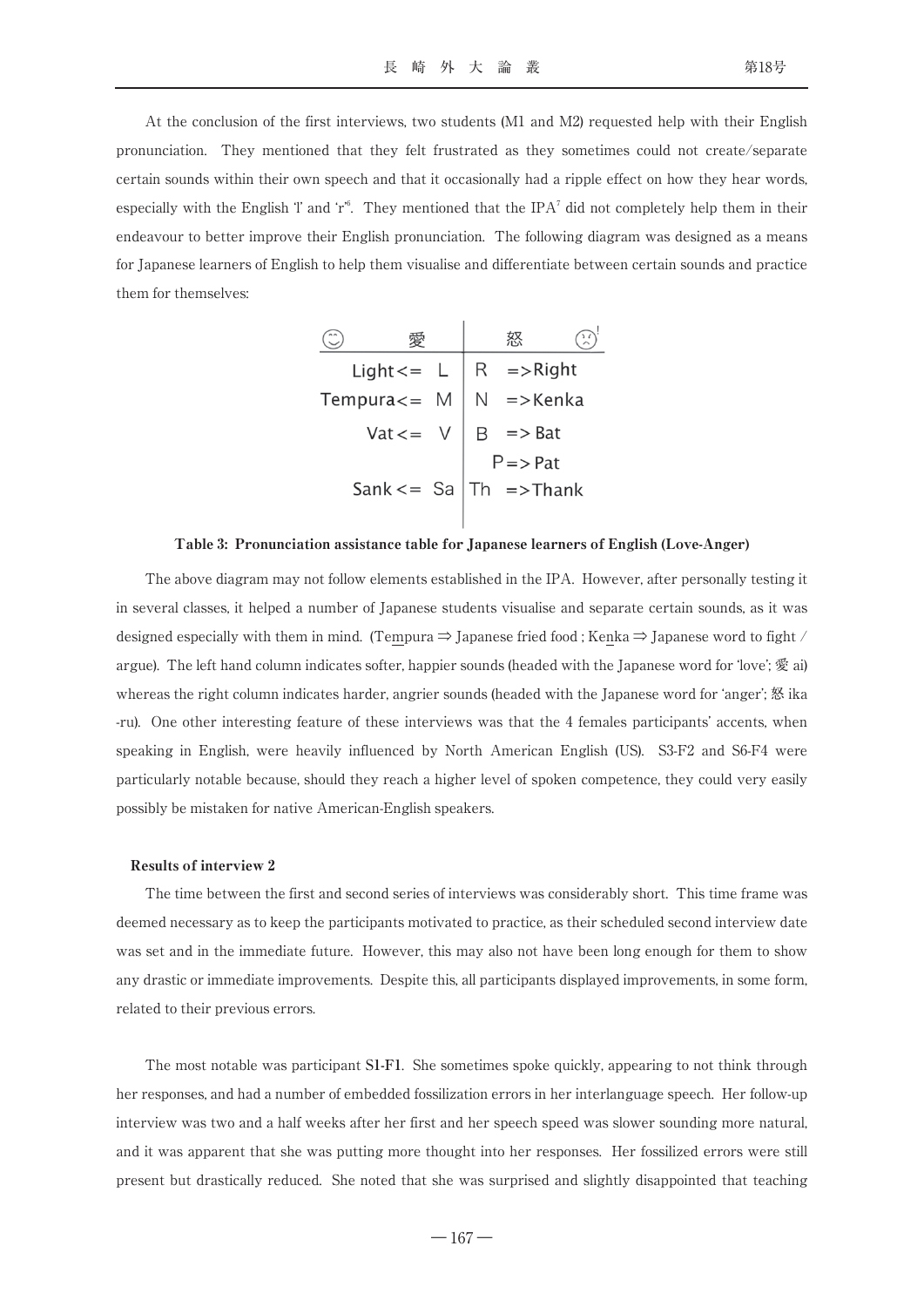At the conclusion of the first interviews, two students (M1 and M2) requested help with their English pronunciation. They mentioned that they felt frustrated as they sometimes could not create/separate certain sounds within their own speech and that it occasionally had a ripple effect on how they hear words, especially with the English 'l' and 'r'[6]. They mentioned that the IPA[7] did not completely help them in their endeavour to better improve their English pronunciation. The following diagram was designed as a means for Japanese learners of English to help them visualise and differentiate between certain sounds and practice them for themselves:

| ☺ 愛 | ☹! 怒 |
|---|---|
| Light <= L | R => Right |
| Tempura <= M | N => Kenka |
| Vat <= V | B => Bat |
| | P => Pat |
| Sank <= Sa | Th => Thank |

**Table 3: Pronunciation assistance table for Japanese learners of English (Love-Anger)**

The above diagram may not follow elements established in the IPA. However, after personally testing it in several classes, it helped a number of Japanese students visualise and separate certain sounds, as it was designed especially with them in mind. (Te<u>m</u>pura ⇒ Japanese fried food ; Ke<u>n</u>ka ⇒ Japanese word to fight / argue). The left hand column indicates softer, happier sounds (headed with the Japanese word for 'love'; 愛 ai) whereas the right column indicates harder, angrier sounds (headed with the Japanese word for 'anger'; 怒 ika -ru). One other interesting feature of these interviews was that the 4 females participants' accents, when speaking in English, were heavily influenced by North American English (US). S3-F2 and S6-F4 were particularly notable because, should they reach a higher level of spoken competence, they could very easily possibly be mistaken for native American-English speakers.

#### Results of interview 2

The time between the first and second series of interviews was considerably short. This time frame was deemed necessary as to keep the participants motivated to practice, as their scheduled second interview date was set and in the immediate future. However, this may also not have been long enough for them to show any drastic or immediate improvements. Despite this, all participants displayed improvements, in some form, related to their previous errors.

The most notable was participant **S1-F1**. She sometimes spoke quickly, appearing to not think through her responses, and had a number of embedded fossilization errors in her interlanguage speech. Her follow-up interview was two and a half weeks after her first and her speech speed was slower sounding more natural, and it was apparent that she was putting more thought into her responses. Her fossilized errors were still present but drastically reduced. She noted that she was surprised and slightly disappointed that teaching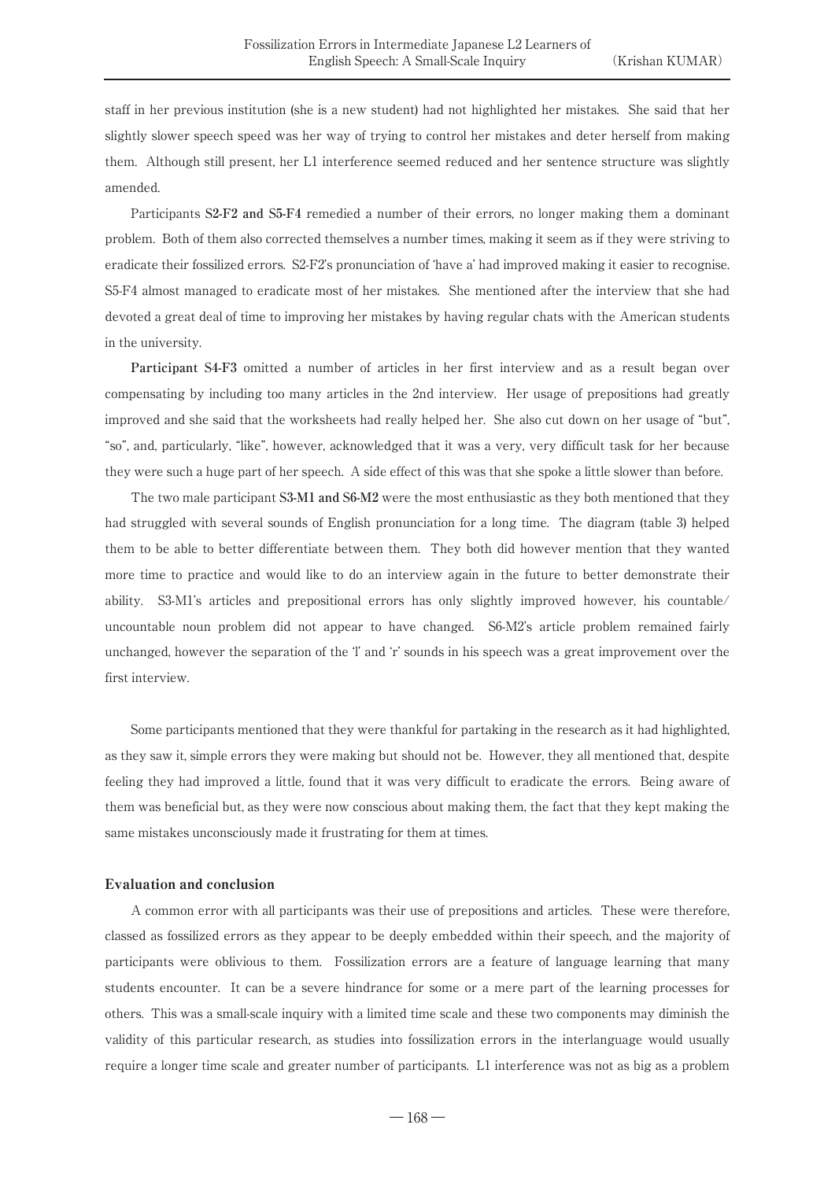staff in her previous institution (she is a new student) had not highlighted her mistakes. She said that her slightly slower speech speed was her way of trying to control her mistakes and deter herself from making them. Although still present, her L1 interference seemed reduced and her sentence structure was slightly amended.

Participants **S2-F2 and S5-F4** remedied a number of their errors, no longer making them a dominant problem. Both of them also corrected themselves a number times, making it seem as if they were striving to eradicate their fossilized errors. S2-F2's pronunciation of 'have a' had improved making it easier to recognise. S5-F4 almost managed to eradicate most of her mistakes. She mentioned after the interview that she had devoted a great deal of time to improving her mistakes by having regular chats with the American students in the university.

**Participant S4-F3** omitted a number of articles in her first interview and as a result began over compensating by including too many articles in the 2nd interview. Her usage of prepositions had greatly improved and she said that the worksheets had really helped her. She also cut down on her usage of "but", "so", and, particularly, "like", however, acknowledged that it was a very, very difficult task for her because they were such a huge part of her speech. A side effect of this was that she spoke a little slower than before.

The two male participant **S3-M1 and S6-M2** were the most enthusiastic as they both mentioned that they had struggled with several sounds of English pronunciation for a long time. The diagram (table 3) helped them to be able to better differentiate between them. They both did however mention that they wanted more time to practice and would like to do an interview again in the future to better demonstrate their ability. S3-M1's articles and prepositional errors has only slightly improved however, his countable/uncountable noun problem did not appear to have changed. S6-M2's article problem remained fairly unchanged, however the separation of the 'l' and 'r' sounds in his speech was a great improvement over the first interview.

Some participants mentioned that they were thankful for partaking in the research as it had highlighted, as they saw it, simple errors they were making but should not be. However, they all mentioned that, despite feeling they had improved a little, found that it was very difficult to eradicate the errors. Being aware of them was beneficial but, as they were now conscious about making them, the fact that they kept making the same mistakes unconsciously made it frustrating for them at times.

### Evaluation and conclusion

A common error with all participants was their use of prepositions and articles. These were therefore, classed as fossilized errors as they appear to be deeply embedded within their speech, and the majority of participants were oblivious to them. Fossilization errors are a feature of language learning that many students encounter. It can be a severe hindrance for some or a mere part of the learning processes for others. This was a small-scale inquiry with a limited time scale and these two components may diminish the validity of this particular research, as studies into fossilization errors in the interlanguage would usually require a longer time scale and greater number of participants. L1 interference was not as big as a problem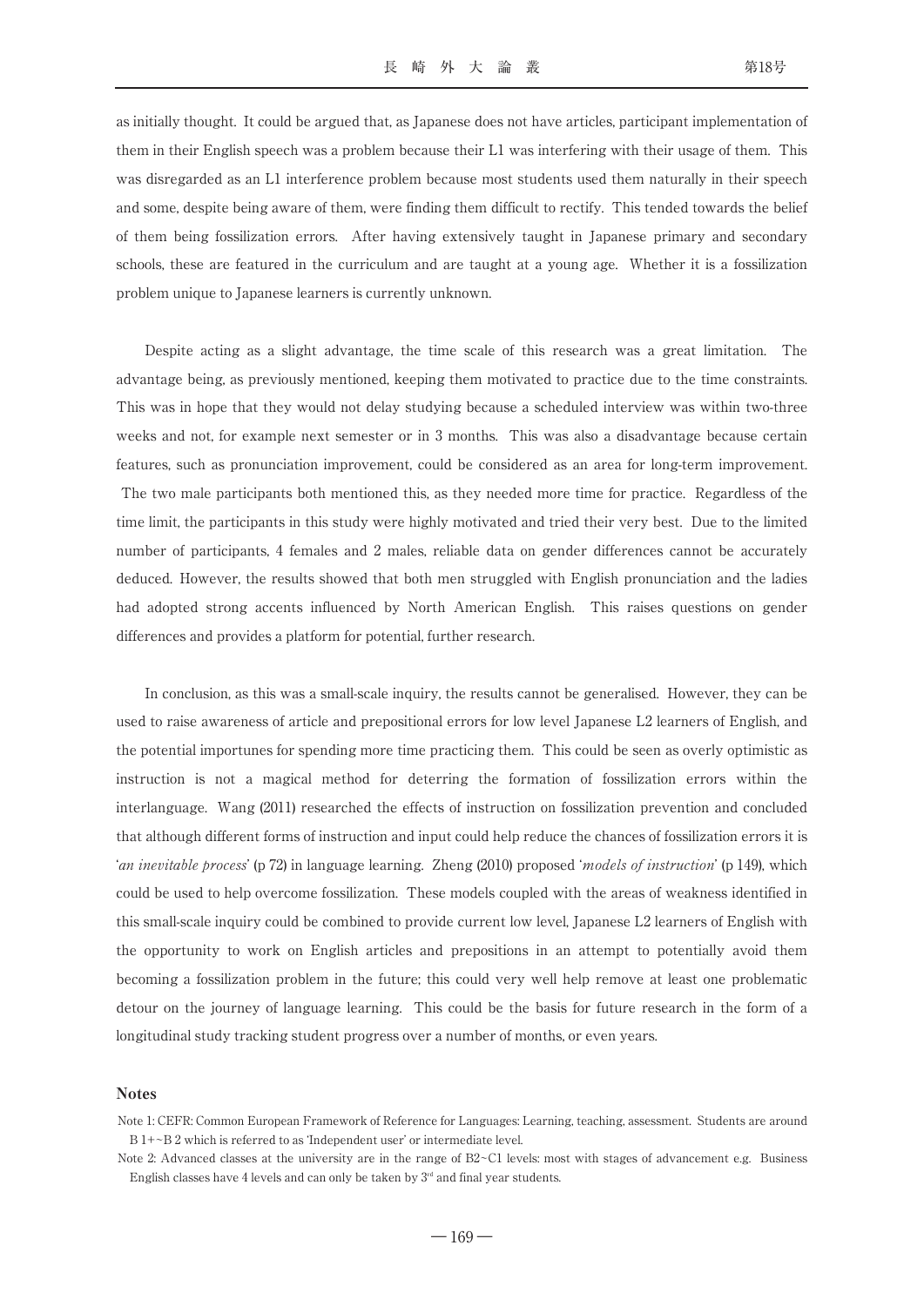as initially thought. It could be argued that, as Japanese does not have articles, participant implementation of them in their English speech was a problem because their L1 was interfering with their usage of them. This was disregarded as an L1 interference problem because most students used them naturally in their speech and some, despite being aware of them, were finding them difficult to rectify. This tended towards the belief of them being fossilization errors. After having extensively taught in Japanese primary and secondary schools, these are featured in the curriculum and are taught at a young age. Whether it is a fossilization problem unique to Japanese learners is currently unknown.

Despite acting as a slight advantage, the time scale of this research was a great limitation. The advantage being, as previously mentioned, keeping them motivated to practice due to the time constraints. This was in hope that they would not delay studying because a scheduled interview was within two-three weeks and not, for example next semester or in 3 months. This was also a disadvantage because certain features, such as pronunciation improvement, could be considered as an area for long-term improvement. The two male participants both mentioned this, as they needed more time for practice. Regardless of the time limit, the participants in this study were highly motivated and tried their very best. Due to the limited number of participants, 4 females and 2 males, reliable data on gender differences cannot be accurately deduced. However, the results showed that both men struggled with English pronunciation and the ladies had adopted strong accents influenced by North American English. This raises questions on gender differences and provides a platform for potential, further research.

In conclusion, as this was a small-scale inquiry, the results cannot be generalised. However, they can be used to raise awareness of article and prepositional errors for low level Japanese L2 learners of English, and the potential importunes for spending more time practicing them. This could be seen as overly optimistic as instruction is not a magical method for deterring the formation of fossilization errors within the interlanguage. Wang (2011) researched the effects of instruction on fossilization prevention and concluded that although different forms of instruction and input could help reduce the chances of fossilization errors it is '*an inevitable process*' (p 72) in language learning. Zheng (2010) proposed '*models of instruction*' (p 149), which could be used to help overcome fossilization. These models coupled with the areas of weakness identified in this small-scale inquiry could be combined to provide current low level, Japanese L2 learners of English with the opportunity to work on English articles and prepositions in an attempt to potentially avoid them becoming a fossilization problem in the future; this could very well help remove at least one problematic detour on the journey of language learning. This could be the basis for future research in the form of a longitudinal study tracking student progress over a number of months, or even years.

**Notes**

Note 1: CEFR: Common European Framework of Reference for Languages: Learning, teaching, assessment. Students are around B 1+~B 2 which is referred to as 'Independent user' or intermediate level.

Note 2: Advanced classes at the university are in the range of B2~C1 levels: most with stages of advancement e.g. Business English classes have 4 levels and can only be taken by 3rd and final year students.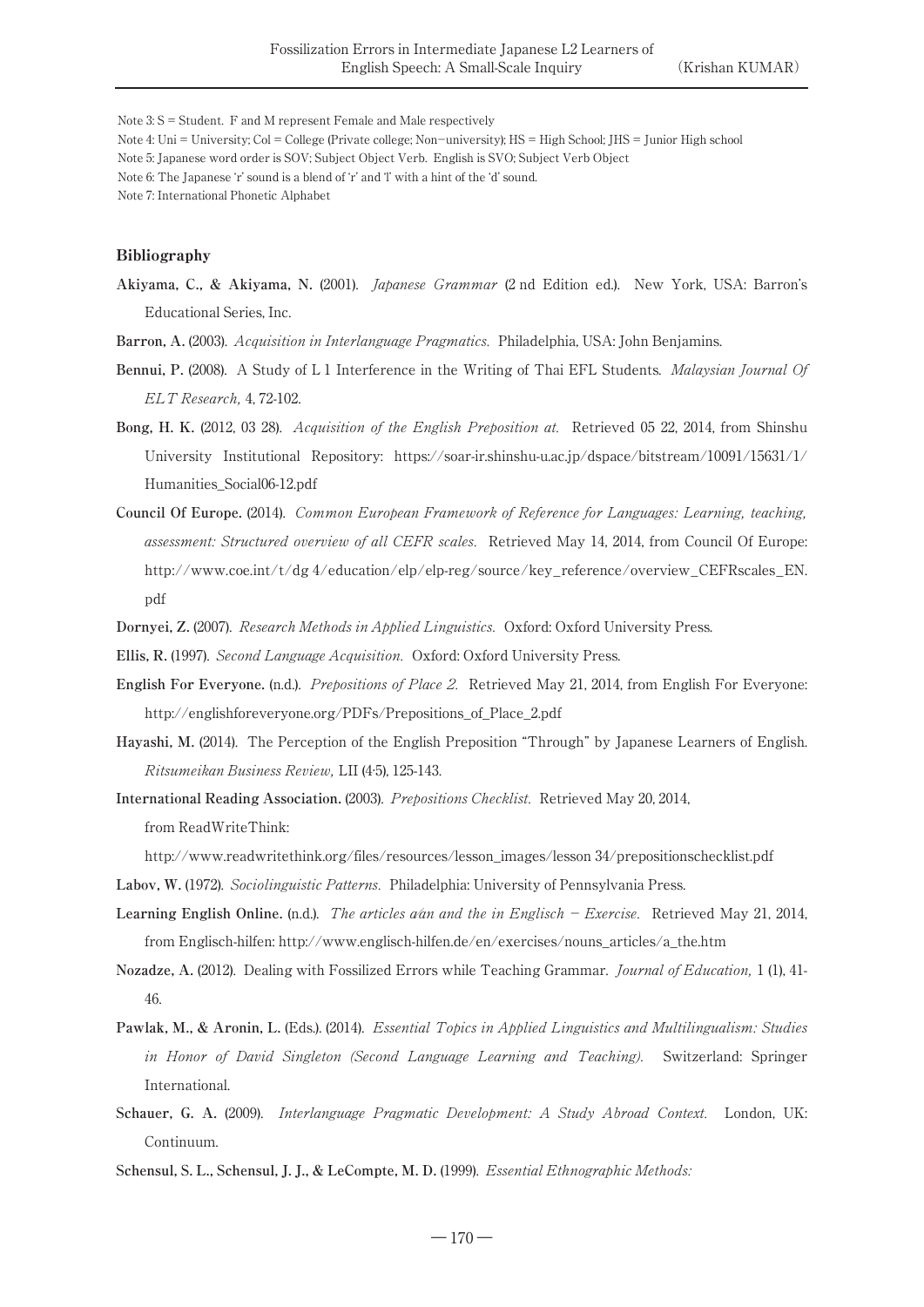Note 3: S = Student. F and M represent Female and Male respectively

Note 4: Uni = University; Col = College (Private college; Non−university); HS = High School; JHS = Junior High school

Note 5: Japanese word order is SOV; Subject Object Verb. English is SVO; Subject Verb Object

Note 6: The Japanese 'r' sound is a blend of 'r' and 'l' with a hint of the 'd' sound.

Note 7: International Phonetic Alphabet

## Bibliography

**Akiyama, C., & Akiyama, N.** (2001). *Japanese Grammar* (2 nd Edition ed.). New York, USA: Barron's Educational Series, Inc.

**Barron, A.** (2003). *Acquisition in Interlanguage Pragmatics.* Philadelphia, USA: John Benjamins.

**Bennui, P.** (2008). A Study of L 1 Interference in the Writing of Thai EFL Students. *Malaysian Journal Of ELT Research,* 4, 72-102.

**Bong, H. K.** (2012, 03 28). *Acquisition of the English Preposition at.* Retrieved 05 22, 2014, from Shinshu University Institutional Repository: https://soar-ir.shinshu-u.ac.jp/dspace/bitstream/10091/15631/1/Humanities_Social06-12.pdf

**Council Of Europe.** (2014). *Common European Framework of Reference for Languages: Learning, teaching, assessment: Structured overview of all CEFR scales.* Retrieved May 14, 2014, from Council Of Europe: http://www.coe.int/t/dg 4/education/elp/elp-reg/source/key_reference/overview_CEFRscales_EN.pdf

**Dornyei, Z.** (2007). *Research Methods in Applied Linguistics.* Oxford: Oxford University Press.

**Ellis, R.** (1997). *Second Language Acquisition.* Oxford: Oxford University Press.

**English For Everyone.** (n.d.). *Prepositions of Place 2.* Retrieved May 21, 2014, from English For Everyone: http://englishforeveryone.org/PDFs/Prepositions_of_Place_2.pdf

**Hayashi, M.** (2014). The Perception of the English Preposition "Through" by Japanese Learners of English. *Ritsumeikan Business Review,* LII (4·5), 125-143.

**International Reading Association.** (2003). *Prepositions Checklist.* Retrieved May 20, 2014, from ReadWriteThink: http://www.readwritethink.org/files/resources/lesson_images/lesson 34/prepositionschecklist.pdf

**Labov, W.** (1972). *Sociolinguistic Patterns.* Philadelphia: University of Pennsylvania Press.

**Learning English Online.** (n.d.). *The articles a/an and the in Englisch − Exercise.* Retrieved May 21, 2014, from Englisch-hilfen: http://www.englisch-hilfen.de/en/exercises/nouns_articles/a_the.htm

**Nozadze, A.** (2012). Dealing with Fossilized Errors while Teaching Grammar. *Journal of Education,* 1 (1), 41-46.

**Pawlak, M., & Aronin, L.** (Eds.). (2014). *Essential Topics in Applied Linguistics and Multilingualism: Studies in Honor of David Singleton (Second Language Learning and Teaching).* Switzerland: Springer International.

**Schauer, G. A.** (2009). *Interlanguage Pragmatic Development: A Study Abroad Context.* London, UK: Continuum.

**Schensul, S. L., Schensul, J. J., & LeCompte, M. D.** (1999). *Essential Ethnographic Methods:*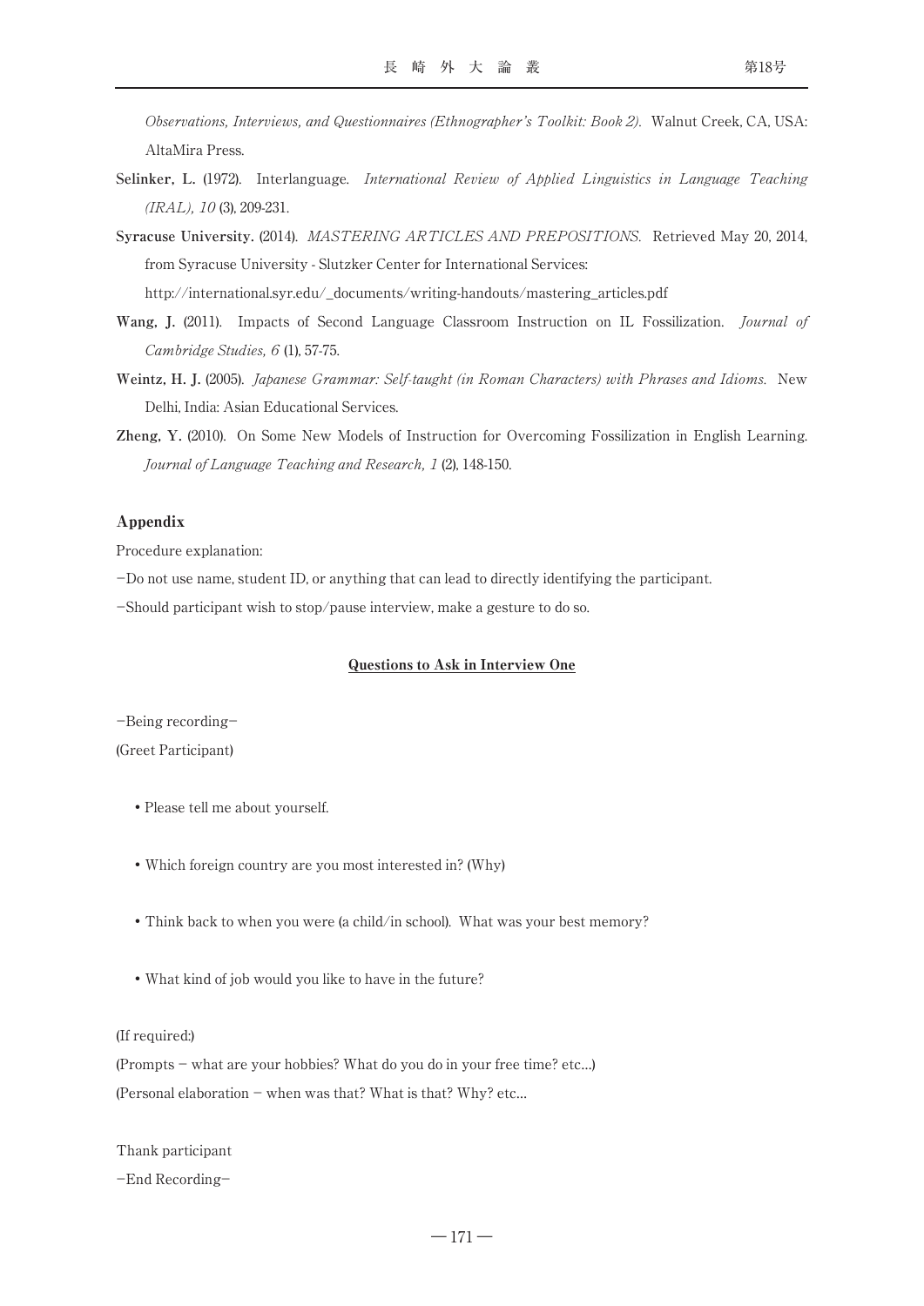*Observations, Interviews, and Questionnaires (Ethnographer's Toolkit: Book 2).* Walnut Creek, CA, USA: AltaMira Press.

**Selinker, L.** (1972). Interlanguage. *International Review of Applied Linguistics in Language Teaching (IRAL), 10* (3), 209-231.

**Syracuse University.** (2014). *MASTERING ARTICLES AND PREPOSITIONS.* Retrieved May 20, 2014, from Syracuse University - Slutzker Center for International Services: http://international.syr.edu/_documents/writing-handouts/mastering_articles.pdf

**Wang, J.** (2011). Impacts of Second Language Classroom Instruction on IL Fossilization. *Journal of Cambridge Studies, 6* (1), 57-75.

**Weintz, H. J.** (2005). *Japanese Grammar: Self-taught (in Roman Characters) with Phrases and Idioms.* New Delhi, India: Asian Educational Services.

**Zheng, Y.** (2010). On Some New Models of Instruction for Overcoming Fossilization in English Learning. *Journal of Language Teaching and Research, 1* (2), 148-150.

## Appendix

Procedure explanation:

−Do not use name, student ID, or anything that can lead to directly identifying the participant.

−Should participant wish to stop/pause interview, make a gesture to do so.

### Questions to Ask in Interview One

−Being recording−

(Greet Participant)

- Please tell me about yourself.
- Which foreign country are you most interested in? (Why)
- Think back to when you were (a child/in school). What was your best memory?
- What kind of job would you like to have in the future?

(If required:)

(Prompts − what are your hobbies? What do you do in your free time? etc...)

(Personal elaboration − when was that? What is that? Why? etc...

Thank participant

−End Recording−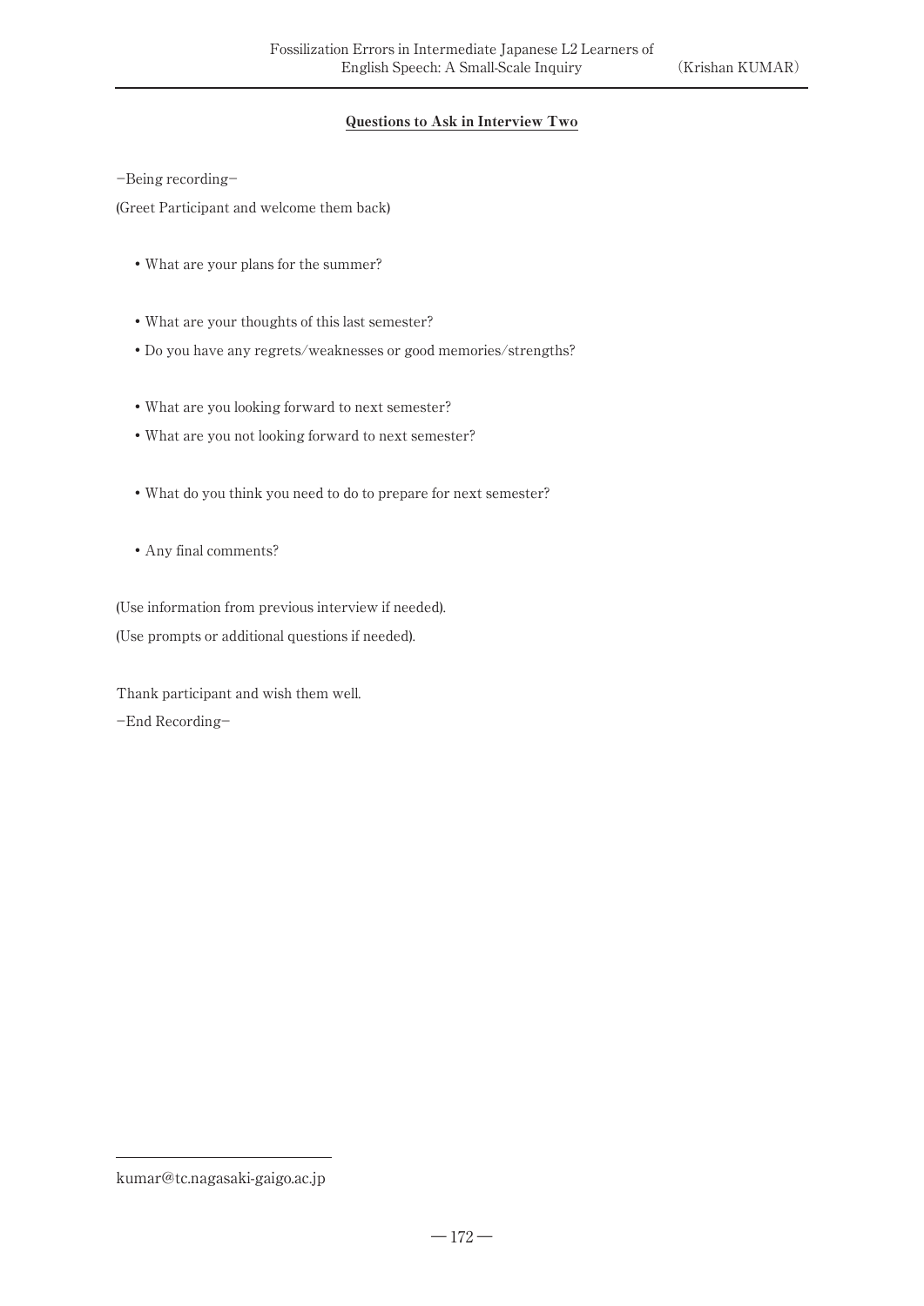**Questions to Ask in Interview Two**

−Being recording−

(Greet Participant and welcome them back)

- What are your plans for the summer?

- What are your thoughts of this last semester?
- Do you have any regrets/weaknesses or good memories/strengths?

- What are you looking forward to next semester?
- What are you not looking forward to next semester?

- What do you think you need to do to prepare for next semester?

- Any final comments?

(Use information from previous interview if needed).

(Use prompts or additional questions if needed).

Thank participant and wish them well.

−End Recording−

kumar@tc.nagasaki-gaigo.ac.jp